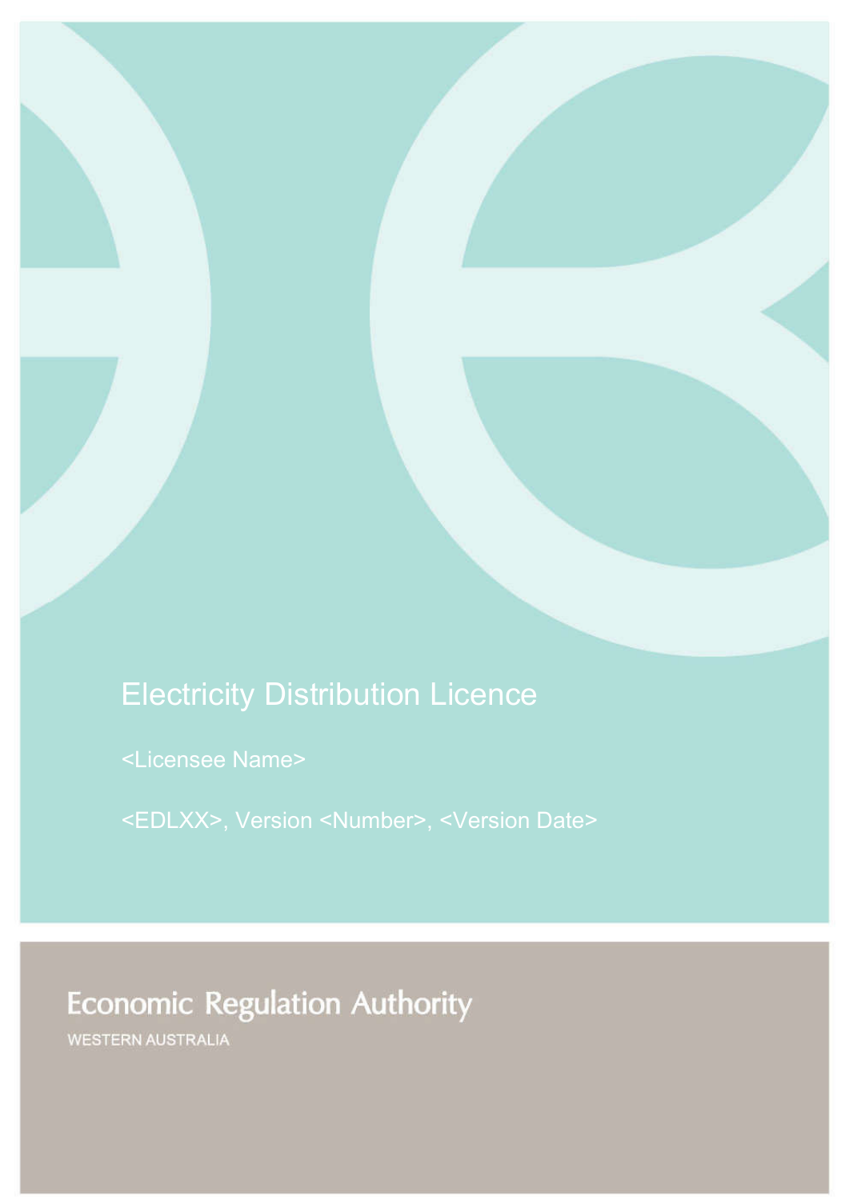# Electricity Distribution Licence

<Licensee Name>

<EDLXX>, Version <Number>, <Version Date>

Economic Regulation Authority

WESTERN AUSTRALIA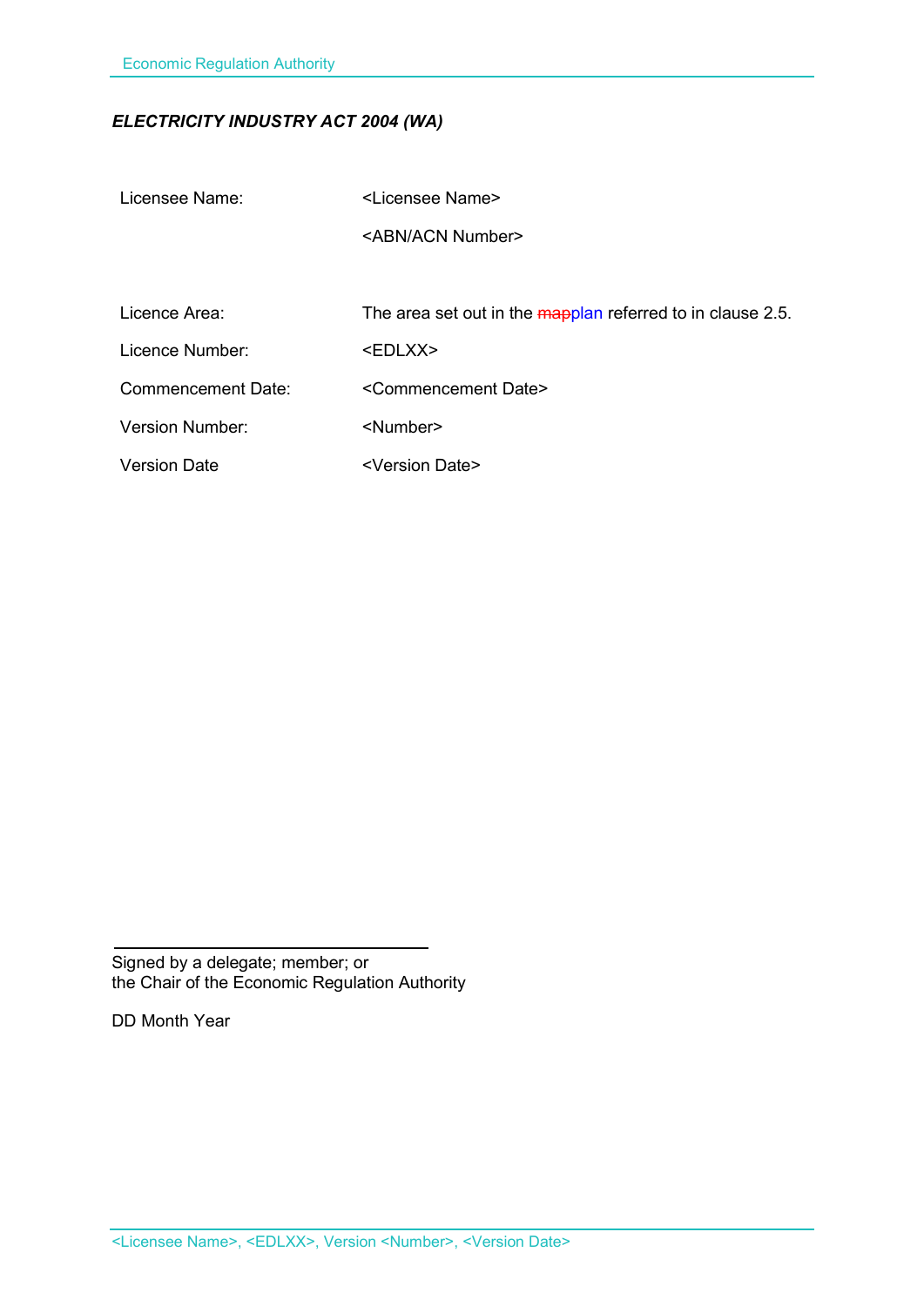***ELECTRICITY INDUSTRY ACT 2004 (WA)***

| | |
|---|---|
| Licensee Name: | <Licensee Name> |
| | <ABN/ACN Number> |
| Licence Area: | The area set out in the ~~map~~plan referred to in clause 2.5. |
| Licence Number: | <EDLXX> |
| Commencement Date: | <Commencement Date> |
| Version Number: | <Number> |
| Version Date | <Version Date> |

\_\_\_\_\_\_\_\_\_\_\_\_\_\_\_\_\_\_\_\_\_\_\_\_\_\_\_\_\_\_\_\_

Signed by a delegate; member; or
the Chair of the Economic Regulation Authority

DD Month Year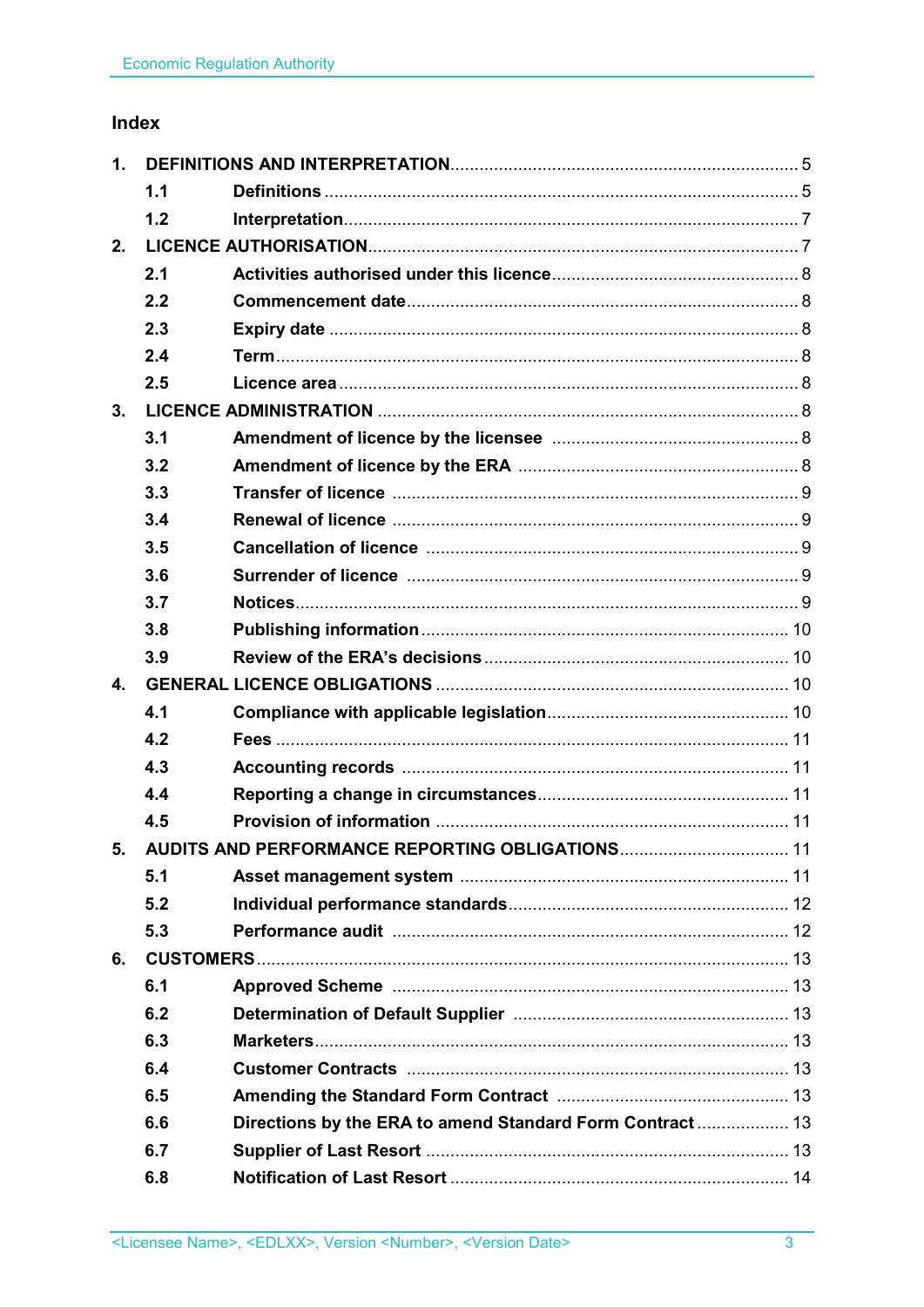## Index

| | | |
|---|---|---|
| **1.** | **DEFINITIONS AND INTERPRETATION** | 5 |
| **1.1** | **Definitions** | 5 |
| **1.2** | **Interpretation** | 7 |
| **2.** | **LICENCE AUTHORISATION** | 7 |
| **2.1** | **Activities authorised under this licence** | 8 |
| **2.2** | **Commencement date** | 8 |
| **2.3** | **Expiry date** | 8 |
| **2.4** | **Term** | 8 |
| **2.5** | **Licence area** | 8 |
| **3.** | **LICENCE ADMINISTRATION** | 8 |
| **3.1** | **Amendment of licence by the licensee** | 8 |
| **3.2** | **Amendment of licence by the ERA** | 8 |
| **3.3** | **Transfer of licence** | 9 |
| **3.4** | **Renewal of licence** | 9 |
| **3.5** | **Cancellation of licence** | 9 |
| **3.6** | **Surrender of licence** | 9 |
| **3.7** | **Notices** | 9 |
| **3.8** | **Publishing information** | 10 |
| **3.9** | **Review of the ERA's decisions** | 10 |
| **4.** | **GENERAL LICENCE OBLIGATIONS** | 10 |
| **4.1** | **Compliance with applicable legislation** | 10 |
| **4.2** | **Fees** | 11 |
| **4.3** | **Accounting records** | 11 |
| **4.4** | **Reporting a change in circumstances** | 11 |
| **4.5** | **Provision of information** | 11 |
| **5.** | **AUDITS AND PERFORMANCE REPORTING OBLIGATIONS** | 11 |
| **5.1** | **Asset management system** | 11 |
| **5.2** | **Individual performance standards** | 12 |
| **5.3** | **Performance audit** | 12 |
| **6.** | **CUSTOMERS** | 13 |
| **6.1** | **Approved Scheme** | 13 |
| **6.2** | **Determination of Default Supplier** | 13 |
| **6.3** | **Marketers** | 13 |
| **6.4** | **Customer Contracts** | 13 |
| **6.5** | **Amending the Standard Form Contract** | 13 |
| **6.6** | **Directions by the ERA to amend Standard Form Contract** | 13 |
| **6.7** | **Supplier of Last Resort** | 13 |
| **6.8** | **Notification of Last Resort** | 14 |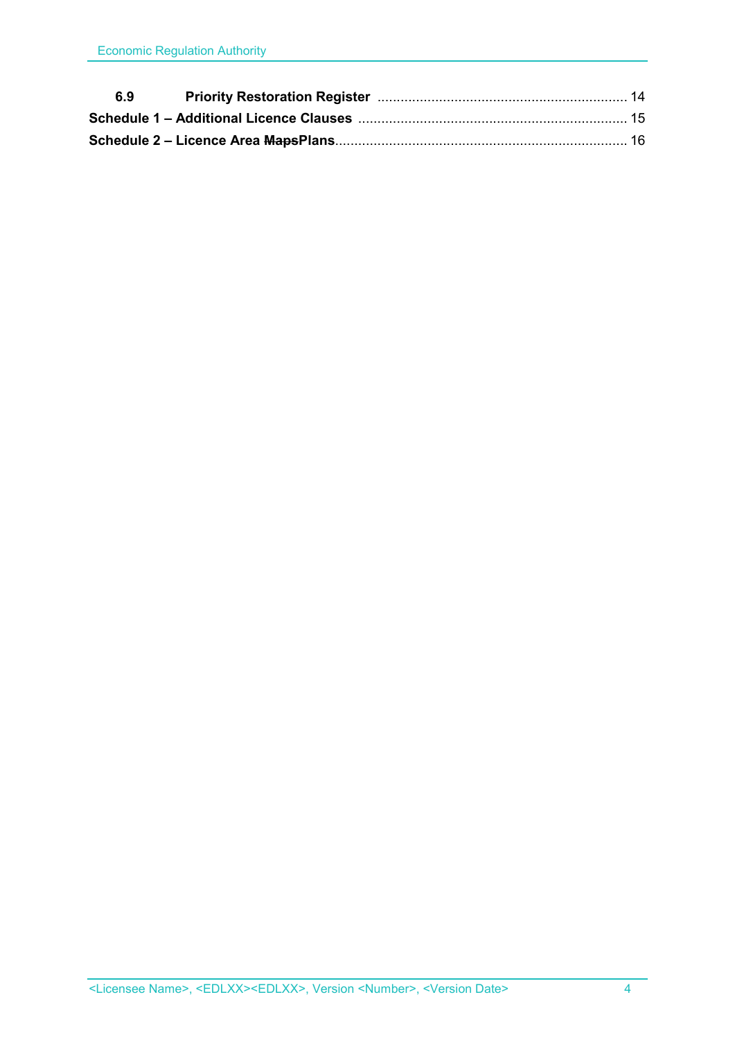| | | |
|---|---|---|
| **6.9** | **Priority Restoration Register** | 14 |
| **Schedule 1 – Additional Licence Clauses** | | 15 |
| **Schedule 2 – Licence Area ~~Maps~~Plans** | | 16 |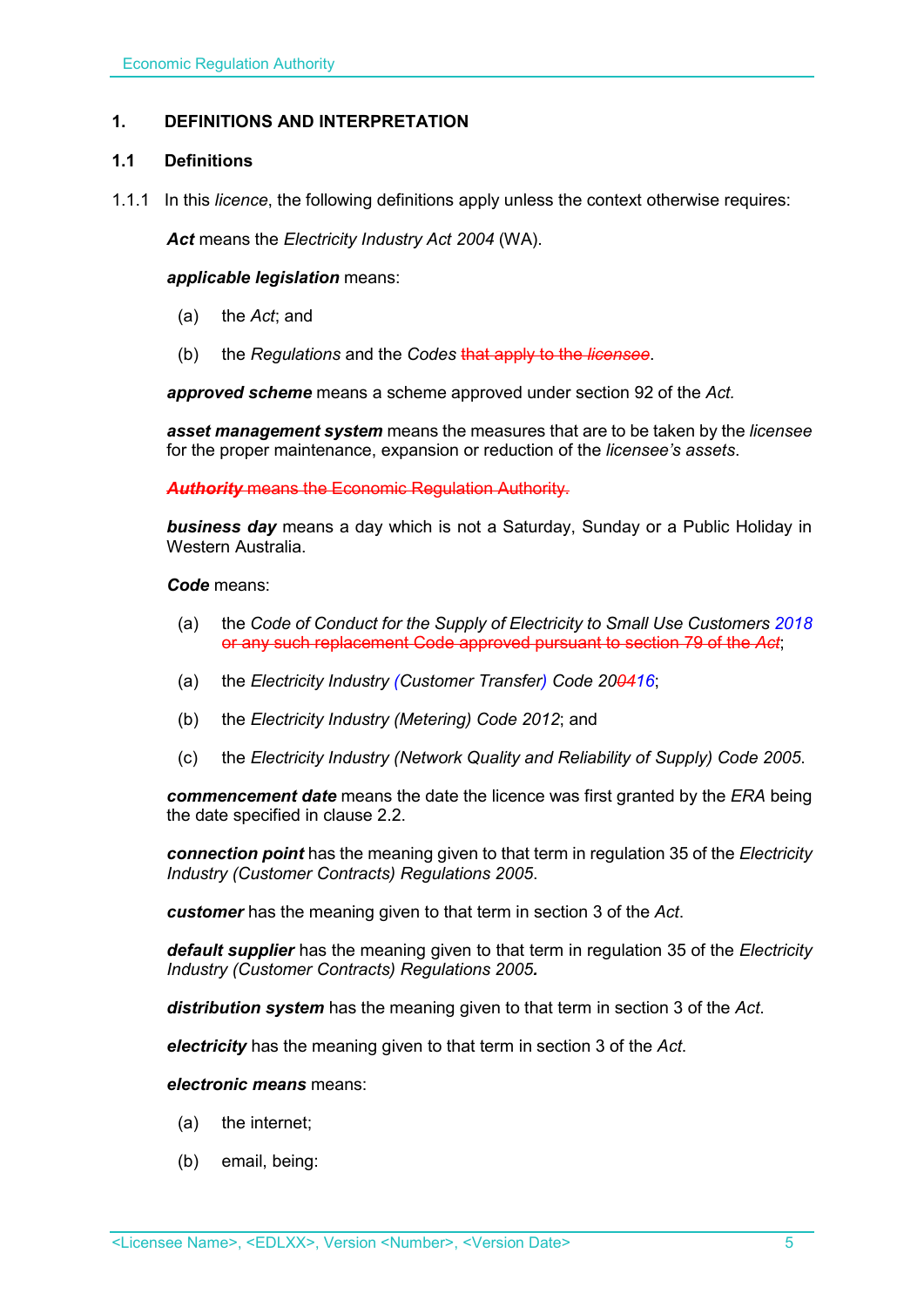## 1. DEFINITIONS AND INTERPRETATION

### 1.1 Definitions

1.1.1 In this *licence*, the following definitions apply unless the context otherwise requires:

***Act*** means the *Electricity Industry Act 2004* (WA).

***applicable legislation*** means:

(a) the *Act*; and

(b) the *Regulations* and the *Codes* ~~that apply to the *licensee*~~.

***approved scheme*** means a scheme approved under section 92 of the *Act.*

***asset management system*** means the measures that are to be taken by the *licensee* for the proper maintenance, expansion or reduction of the *licensee's assets*.

~~***Authority*** means the Economic Regulation Authority.~~

***business day*** means a day which is not a Saturday, Sunday or a Public Holiday in Western Australia.

***Code*** means:

(a) the *Code of Conduct for the Supply of Electricity to Small Use Customers 2018* ~~or any such replacement Code approved pursuant to section 79 of the *Act*~~;

(a) the *Electricity Industry (Customer Transfer) Code 20~~04~~16*;

(b) the *Electricity Industry (Metering) Code 2012*; and

(c) the *Electricity Industry (Network Quality and Reliability of Supply) Code 2005*.

***commencement date*** means the date the licence was first granted by the *ERA* being the date specified in clause 2.2.

***connection point*** has the meaning given to that term in regulation 35 of the *Electricity Industry (Customer Contracts) Regulations 2005*.

***customer*** has the meaning given to that term in section 3 of the *Act*.

***default supplier*** has the meaning given to that term in regulation 35 of the *Electricity Industry (Customer Contracts) Regulations 2005*.

***distribution system*** has the meaning given to that term in section 3 of the *Act*.

***electricity*** has the meaning given to that term in section 3 of the *Act*.

***electronic means*** means:

(a) the internet;

(b) email, being: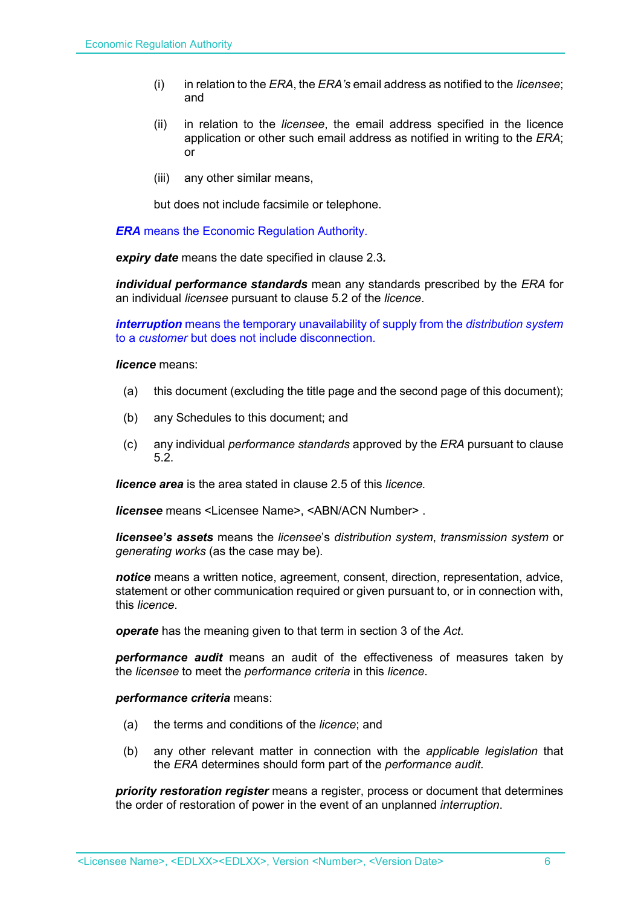(i) in relation to the *ERA*, the *ERA's* email address as notified to the *licensee*; and

(ii) in relation to the *licensee*, the email address specified in the licence application or other such email address as notified in writing to the *ERA*; or

(iii) any other similar means,

but does not include facsimile or telephone.

***ERA*** means the Economic Regulation Authority.

***expiry date*** means the date specified in clause 2.3.

***individual performance standards*** mean any standards prescribed by the *ERA* for an individual *licensee* pursuant to clause 5.2 of the *licence*.

***interruption*** means the temporary unavailability of supply from the *distribution system* to a *customer* but does not include disconnection.

***licence*** means:

(a) this document (excluding the title page and the second page of this document);

(b) any Schedules to this document; and

(c) any individual *performance standards* approved by the *ERA* pursuant to clause 5.2.

***licence area*** is the area stated in clause 2.5 of this *licence.*

***licensee*** means <Licensee Name>, <ABN/ACN Number> .

***licensee's assets*** means the *licensee*'s *distribution system*, *transmission system* or *generating works* (as the case may be).

***notice*** means a written notice, agreement, consent, direction, representation, advice, statement or other communication required or given pursuant to, or in connection with, this *licence*.

***operate*** has the meaning given to that term in section 3 of the *Act*.

***performance audit*** means an audit of the effectiveness of measures taken by the *licensee* to meet the *performance criteria* in this *licence*.

***performance criteria*** means:

(a) the terms and conditions of the *licence*; and

(b) any other relevant matter in connection with the *applicable legislation* that the *ERA* determines should form part of the *performance audit*.

***priority restoration register*** means a register, process or document that determines the order of restoration of power in the event of an unplanned *interruption*.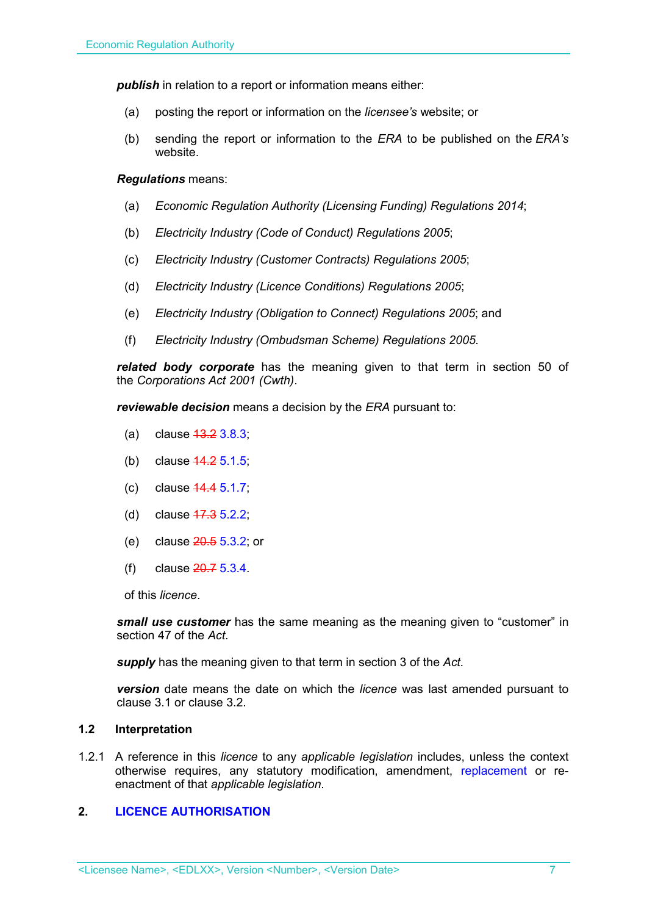***publish*** in relation to a report or information means either:

(a) posting the report or information on the *licensee's* website; or

(b) sending the report or information to the *ERA* to be published on the *ERA's* website.

***Regulations*** means:

(a) *Economic Regulation Authority (Licensing Funding) Regulations 2014*;

(b) *Electricity Industry (Code of Conduct) Regulations 2005*;

(c) *Electricity Industry (Customer Contracts) Regulations 2005*;

(d) *Electricity Industry (Licence Conditions) Regulations 2005*;

(e) *Electricity Industry (Obligation to Connect) Regulations 2005*; and

(f) *Electricity Industry (Ombudsman Scheme) Regulations 2005.*

***related body corporate*** has the meaning given to that term in section 50 of the *Corporations Act 2001 (Cwth)*.

***reviewable decision*** means a decision by the *ERA* pursuant to:

(a) clause ~~13.2~~ 3.8.3;

(b) clause ~~14.2~~ 5.1.5;

(c) clause ~~14.4~~ 5.1.7;

(d) clause ~~17.3~~ 5.2.2;

(e) clause ~~20.5~~ 5.3.2; or

(f) clause ~~20.7~~ 5.3.4.

of this *licence*.

***small use customer*** has the same meaning as the meaning given to "customer" in section 47 of the *Act*.

***supply*** has the meaning given to that term in section 3 of the *Act*.

***version*** date means the date on which the *licence* was last amended pursuant to clause 3.1 or clause 3.2.

### 1.2 Interpretation

1.2.1 A reference in this *licence* to any *applicable legislation* includes, unless the context otherwise requires, any statutory modification, amendment, replacement or re-enactment of that *applicable legislation*.

## 2. LICENCE AUTHORISATION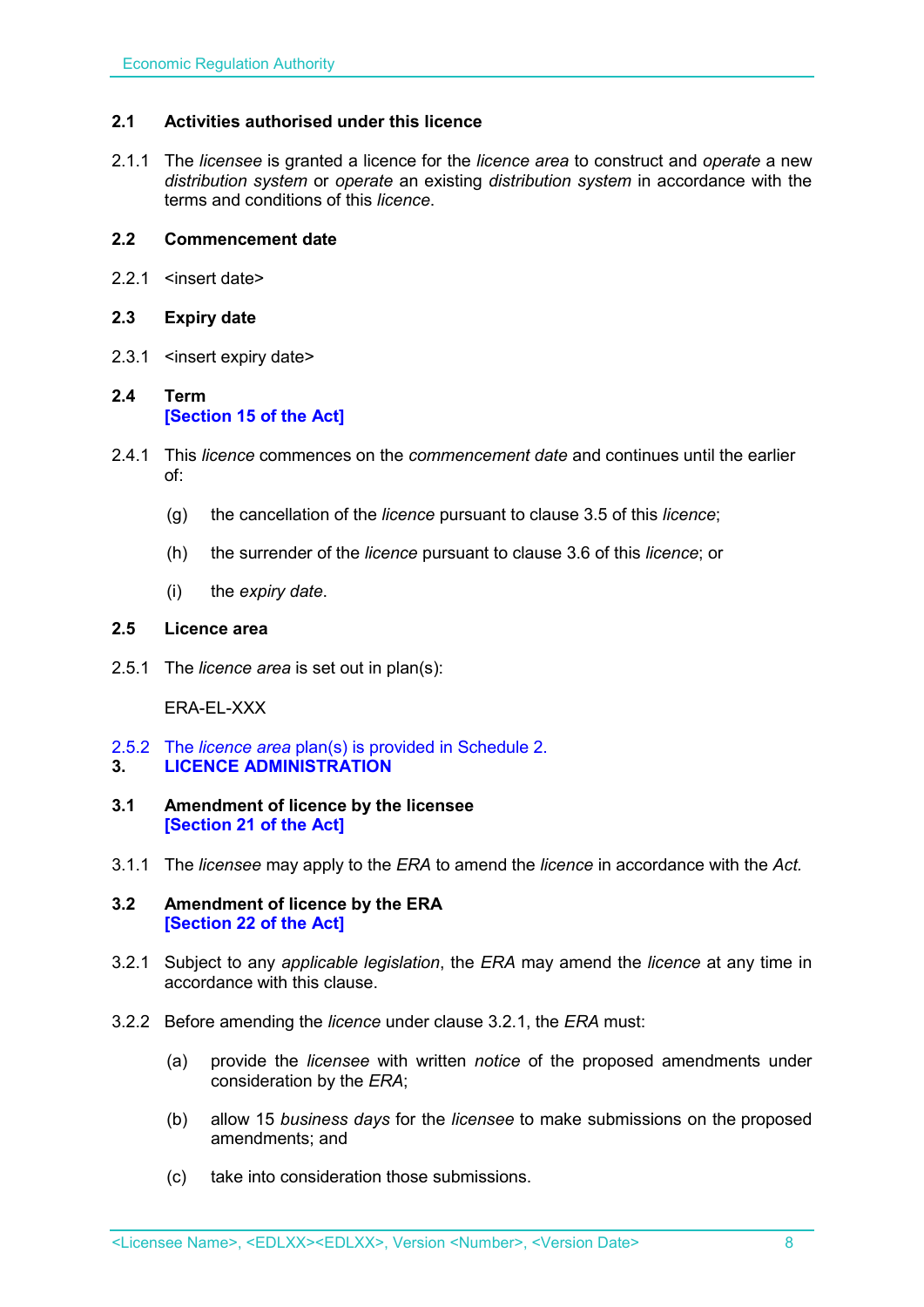### 2.1 Activities authorised under this licence

2.1.1 The *licensee* is granted a licence for the *licence area* to construct and *operate* a new *distribution system* or *operate* an existing *distribution system* in accordance with the terms and conditions of this *licence*.

### 2.2 Commencement date

2.2.1 <insert date>

### 2.3 Expiry date

2.3.1 <insert expiry date>

### 2.4 Term
**[Section 15 of the Act]**

2.4.1 This *licence* commences on the *commencement date* and continues until the earlier of:

(g) the cancellation of the *licence* pursuant to clause 3.5 of this *licence*;

(h) the surrender of the *licence* pursuant to clause 3.6 of this *licence*; or

(i) the *expiry date*.

### 2.5 Licence area

2.5.1 The *licence area* is set out in plan(s):

ERA-EL-XXX

2.5.2 The *licence area* plan(s) is provided in Schedule 2.

## 3. LICENCE ADMINISTRATION

### 3.1 Amendment of licence by the licensee
**[Section 21 of the Act]**

3.1.1 The *licensee* may apply to the *ERA* to amend the *licence* in accordance with the *Act.*

### 3.2 Amendment of licence by the ERA
**[Section 22 of the Act]**

3.2.1 Subject to any *applicable legislation*, the *ERA* may amend the *licence* at any time in accordance with this clause.

3.2.2 Before amending the *licence* under clause 3.2.1, the *ERA* must:

(a) provide the *licensee* with written *notice* of the proposed amendments under consideration by the *ERA*;

(b) allow 15 *business days* for the *licensee* to make submissions on the proposed amendments; and

(c) take into consideration those submissions.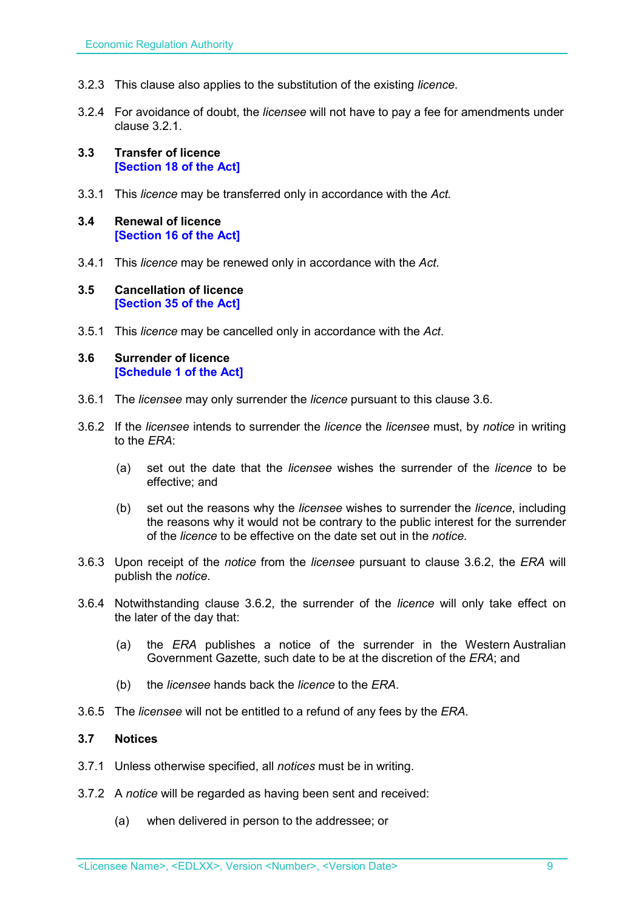3.2.3 This clause also applies to the substitution of the existing *licence*.

3.2.4 For avoidance of doubt, the *licensee* will not have to pay a fee for amendments under clause 3.2.1.

### 3.3 Transfer of licence
**[Section 18 of the Act]**

3.3.1 This *licence* may be transferred only in accordance with the *Act.*

### 3.4 Renewal of licence
**[Section 16 of the Act]**

3.4.1 This *licence* may be renewed only in accordance with the *Act*.

### 3.5 Cancellation of licence
**[Section 35 of the Act]**

3.5.1 This *licence* may be cancelled only in accordance with the *Act*.

### 3.6 Surrender of licence
**[Schedule 1 of the Act]**

3.6.1 The *licensee* may only surrender the *licence* pursuant to this clause 3.6.

3.6.2 If the *licensee* intends to surrender the *licence* the *licensee* must, by *notice* in writing to the *ERA*:

(a) set out the date that the *licensee* wishes the surrender of the *licence* to be effective; and

(b) set out the reasons why the *licensee* wishes to surrender the *licence*, including the reasons why it would not be contrary to the public interest for the surrender of the *licence* to be effective on the date set out in the *notice*.

3.6.3 Upon receipt of the *notice* from the *licensee* pursuant to clause 3.6.2, the *ERA* will publish the *notice*.

3.6.4 Notwithstanding clause 3.6.2, the surrender of the *licence* will only take effect on the later of the day that:

(a) the *ERA* publishes a notice of the surrender in the Western Australian Government Gazette, such date to be at the discretion of the *ERA*; and

(b) the *licensee* hands back the *licence* to the *ERA*.

3.6.5 The *licensee* will not be entitled to a refund of any fees by the *ERA*.

### 3.7 Notices

3.7.1 Unless otherwise specified, all *notices* must be in writing.

3.7.2 A *notice* will be regarded as having been sent and received:

(a) when delivered in person to the addressee; or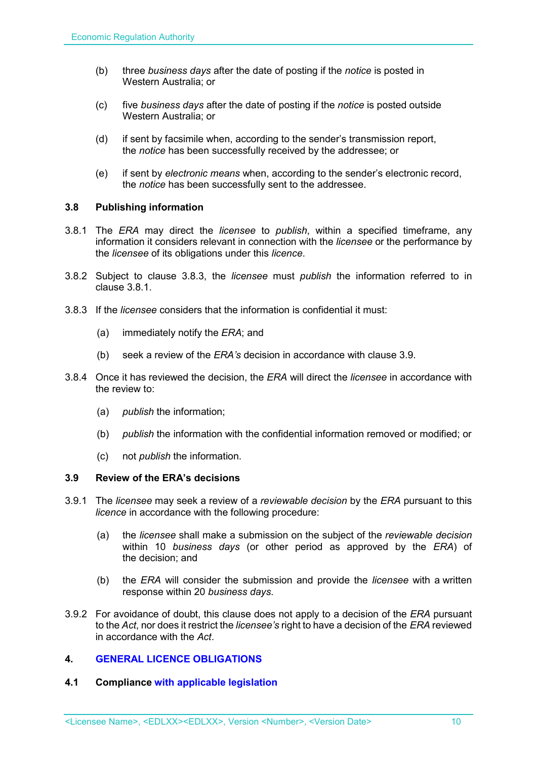(b) three *business days* after the date of posting if the *notice* is posted in Western Australia; or

(c) five *business days* after the date of posting if the *notice* is posted outside Western Australia; or

(d) if sent by facsimile when, according to the sender's transmission report, the *notice* has been successfully received by the addressee; or

(e) if sent by *electronic means* when, according to the sender's electronic record, the *notice* has been successfully sent to the addressee.

### 3.8 Publishing information

3.8.1 The *ERA* may direct the *licensee* to *publish*, within a specified timeframe, any information it considers relevant in connection with the *licensee* or the performance by the *licensee* of its obligations under this *licence*.

3.8.2 Subject to clause 3.8.3, the *licensee* must *publish* the information referred to in clause 3.8.1.

3.8.3 If the *licensee* considers that the information is confidential it must:

(a) immediately notify the *ERA*; and

(b) seek a review of the *ERA's* decision in accordance with clause 3.9.

3.8.4 Once it has reviewed the decision, the *ERA* will direct the *licensee* in accordance with the review to:

(a) *publish* the information;

(b) *publish* the information with the confidential information removed or modified; or

(c) not *publish* the information.

### 3.9 Review of the ERA's decisions

3.9.1 The *licensee* may seek a review of a *reviewable decision* by the *ERA* pursuant to this *licence* in accordance with the following procedure:

(a) the *licensee* shall make a submission on the subject of the *reviewable decision* within 10 *business days* (or other period as approved by the *ERA*) of the decision; and

(b) the *ERA* will consider the submission and provide the *licensee* with a written response within 20 *business days*.

3.9.2 For avoidance of doubt, this clause does not apply to a decision of the *ERA* pursuant to the *Act*, nor does it restrict the *licensee's* right to have a decision of the *ERA* reviewed in accordance with the *Act*.

## 4. GENERAL LICENCE OBLIGATIONS

### 4.1 Compliance with applicable legislation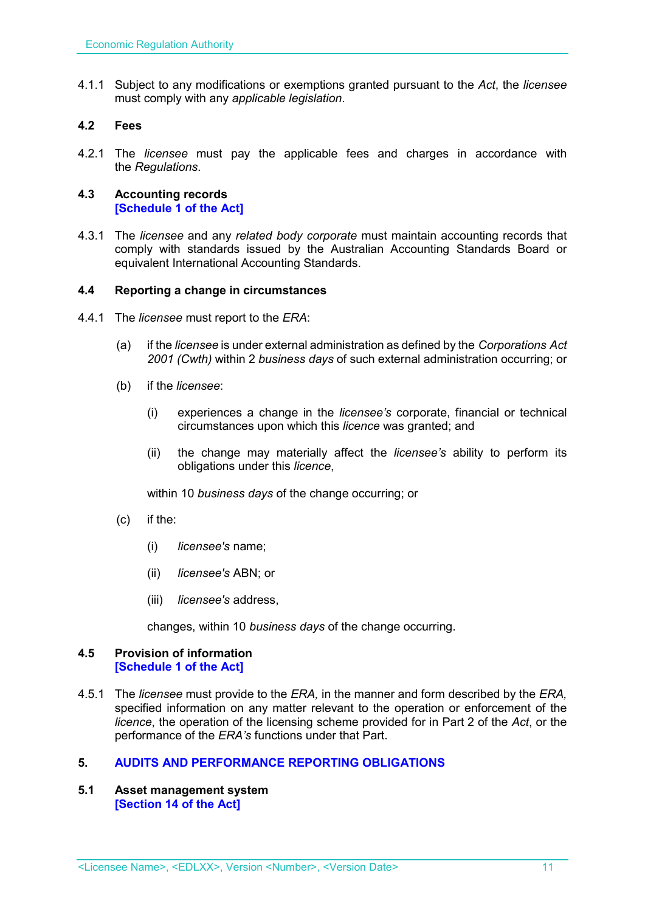4.1.1 Subject to any modifications or exemptions granted pursuant to the *Act*, the *licensee* must comply with any *applicable legislation*.

### 4.2 Fees

4.2.1 The *licensee* must pay the applicable fees and charges in accordance with the *Regulations*.

### 4.3 Accounting records
**[Schedule 1 of the Act]**

4.3.1 The *licensee* and any *related body corporate* must maintain accounting records that comply with standards issued by the Australian Accounting Standards Board or equivalent International Accounting Standards.

### 4.4 Reporting a change in circumstances

4.4.1 The *licensee* must report to the *ERA*:

(a) if the *licensee* is under external administration as defined by the *Corporations Act 2001 (Cwth)* within 2 *business days* of such external administration occurring; or

(b) if the *licensee*:

(i) experiences a change in the *licensee's* corporate, financial or technical circumstances upon which this *licence* was granted; and

(ii) the change may materially affect the *licensee's* ability to perform its obligations under this *licence*,

within 10 *business days* of the change occurring; or

(c) if the:

(i) *licensee's* name;

(ii) *licensee's* ABN; or

(iii) *licensee's* address,

changes, within 10 *business days* of the change occurring.

### 4.5 Provision of information
**[Schedule 1 of the Act]**

4.5.1 The *licensee* must provide to the *ERA*, in the manner and form described by the *ERA*, specified information on any matter relevant to the operation or enforcement of the *licence*, the operation of the licensing scheme provided for in Part 2 of the *Act*, or the performance of the *ERA's* functions under that Part.

## 5. AUDITS AND PERFORMANCE REPORTING OBLIGATIONS

### 5.1 Asset management system
**[Section 14 of the Act]**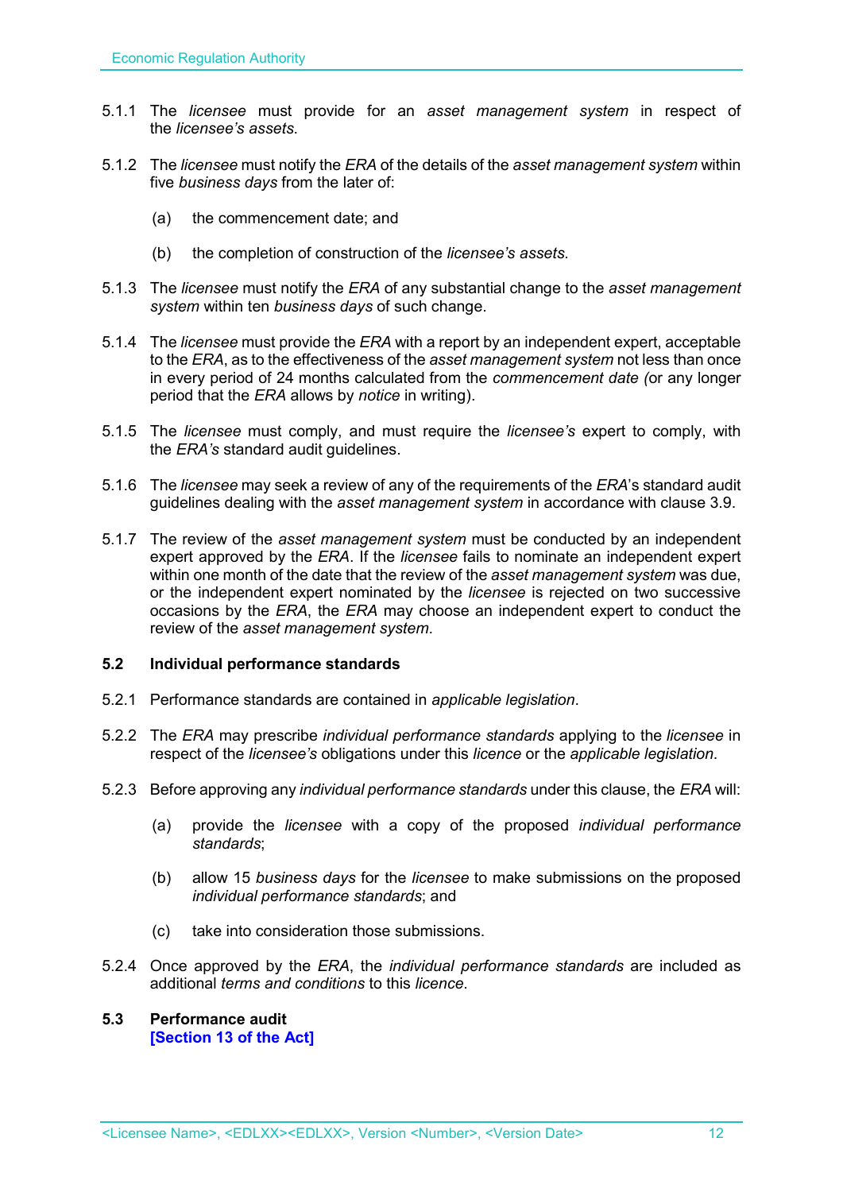5.1.1 The *licensee* must provide for an *asset management system* in respect of the *licensee's assets*.

5.1.2 The *licensee* must notify the *ERA* of the details of the *asset management system* within five *business days* from the later of:

(a) the commencement date; and

(b) the completion of construction of the *licensee's assets*.

5.1.3 The *licensee* must notify the *ERA* of any substantial change to the *asset management system* within ten *business days* of such change.

5.1.4 The *licensee* must provide the *ERA* with a report by an independent expert, acceptable to the *ERA*, as to the effectiveness of the *asset management system* not less than once in every period of 24 months calculated from the *commencement date (*or any longer period that the *ERA* allows by *notice* in writing).

5.1.5 The *licensee* must comply, and must require the *licensee's* expert to comply, with the *ERA's* standard audit guidelines.

5.1.6 The *licensee* may seek a review of any of the requirements of the *ERA*'s standard audit guidelines dealing with the *asset management system* in accordance with clause 3.9.

5.1.7 The review of the *asset management system* must be conducted by an independent expert approved by the *ERA*. If the *licensee* fails to nominate an independent expert within one month of the date that the review of the *asset management system* was due, or the independent expert nominated by the *licensee* is rejected on two successive occasions by the *ERA*, the *ERA* may choose an independent expert to conduct the review of the *asset management system*.

### 5.2 Individual performance standards

5.2.1 Performance standards are contained in *applicable legislation*.

5.2.2 The *ERA* may prescribe *individual performance standards* applying to the *licensee* in respect of the *licensee's* obligations under this *licence* or the *applicable legislation*.

5.2.3 Before approving any *individual performance standards* under this clause, the *ERA* will:

(a) provide the *licensee* with a copy of the proposed *individual performance standards*;

(b) allow 15 *business days* for the *licensee* to make submissions on the proposed *individual performance standards*; and

(c) take into consideration those submissions.

5.2.4 Once approved by the *ERA*, the *individual performance standards* are included as additional *terms and conditions* to this *licence*.

### 5.3 Performance audit
**[Section 13 of the Act]**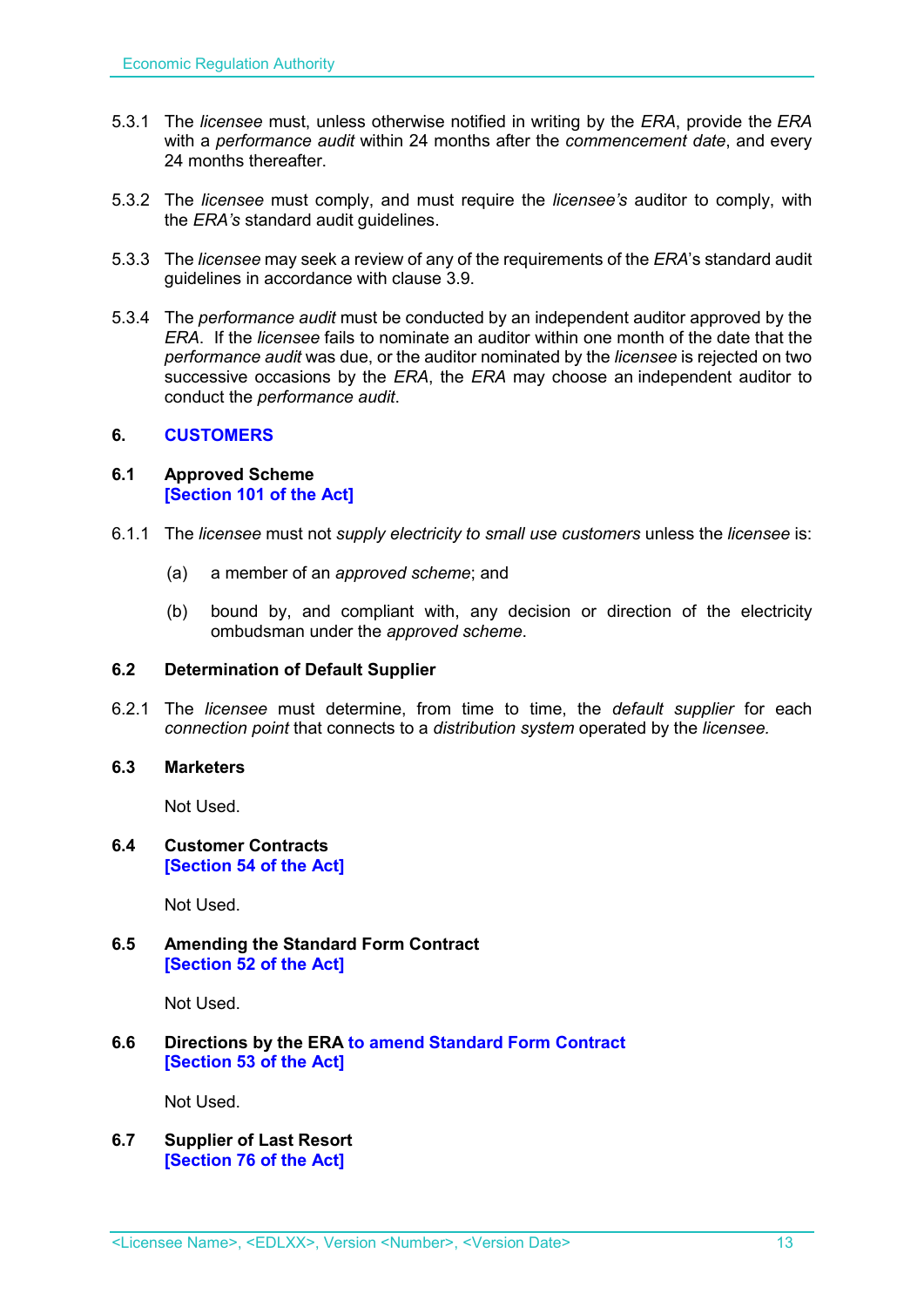5.3.1 The *licensee* must, unless otherwise notified in writing by the *ERA*, provide the *ERA* with a *performance audit* within 24 months after the *commencement date*, and every 24 months thereafter.

5.3.2 The *licensee* must comply, and must require the *licensee's* auditor to comply, with the *ERA's* standard audit guidelines.

5.3.3 The *licensee* may seek a review of any of the requirements of the *ERA*'s standard audit guidelines in accordance with clause 3.9.

5.3.4 The *performance audit* must be conducted by an independent auditor approved by the *ERA*. If the *licensee* fails to nominate an auditor within one month of the date that the *performance audit* was due, or the auditor nominated by the *licensee* is rejected on two successive occasions by the *ERA*, the *ERA* may choose an independent auditor to conduct the *performance audit*.

## 6. CUSTOMERS

### 6.1 Approved Scheme [Section 101 of the Act]

6.1.1 The *licensee* must not *supply electricity to small use customers* unless the *licensee* is:

(a) a member of an *approved scheme*; and

(b) bound by, and compliant with, any decision or direction of the electricity ombudsman under the *approved scheme*.

### 6.2 Determination of Default Supplier

6.2.1 The *licensee* must determine, from time to time, the *default supplier* for each *connection point* that connects to a *distribution system* operated by the *licensee.*

### 6.3 Marketers

Not Used.

### 6.4 Customer Contracts [Section 54 of the Act]

Not Used.

### 6.5 Amending the Standard Form Contract [Section 52 of the Act]

Not Used.

### 6.6 Directions by the ERA to amend Standard Form Contract [Section 53 of the Act]

Not Used.

### 6.7 Supplier of Last Resort [Section 76 of the Act]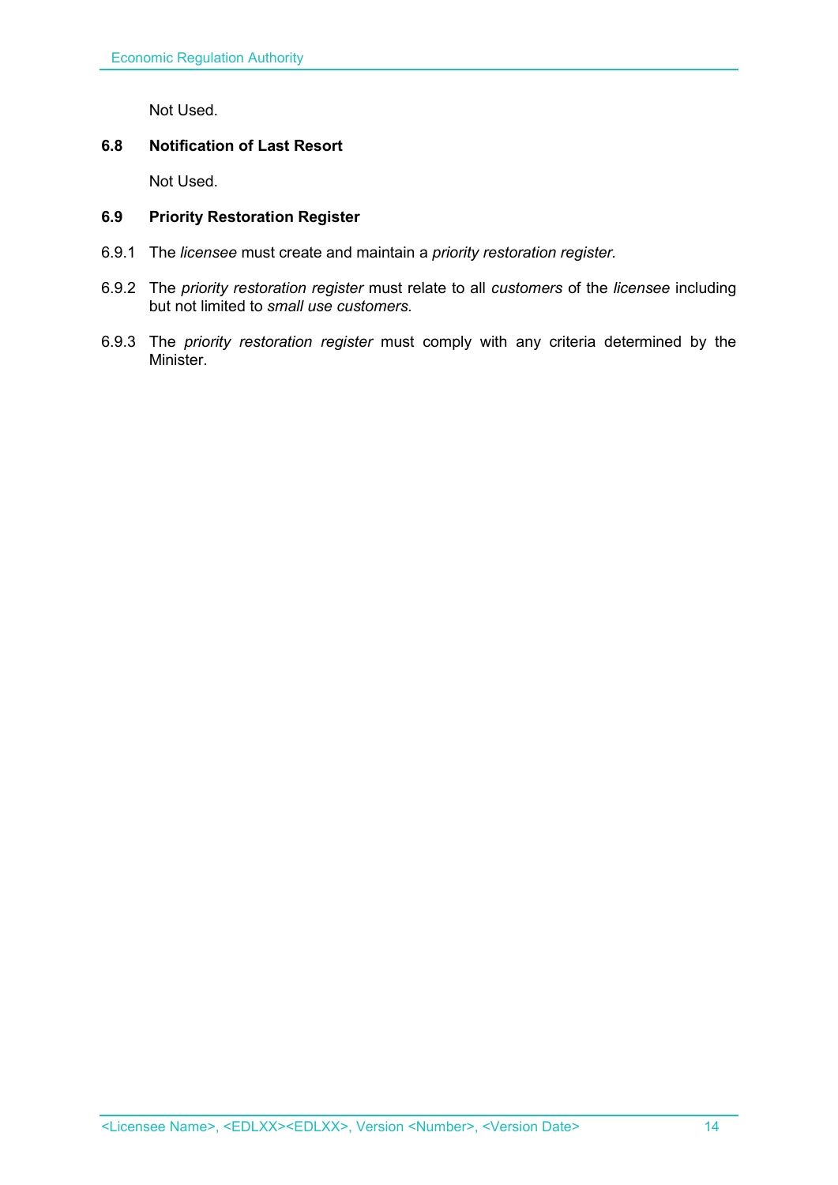Not Used.

### 6.8 Notification of Last Resort

Not Used.

### 6.9 Priority Restoration Register

6.9.1 The *licensee* must create and maintain a *priority restoration register*.

6.9.2 The *priority restoration register* must relate to all *customers* of the *licensee* including but not limited to *small use customers.*

6.9.3 The *priority restoration register* must comply with any criteria determined by the Minister.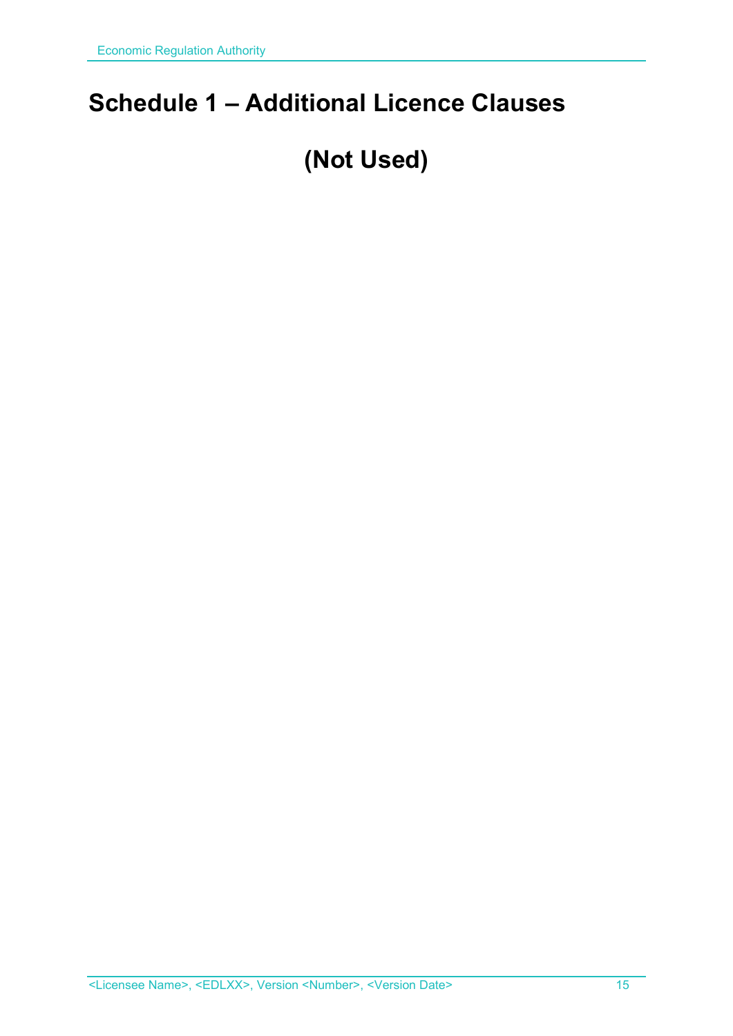# Schedule 1 – Additional Licence Clauses

**(Not Used)**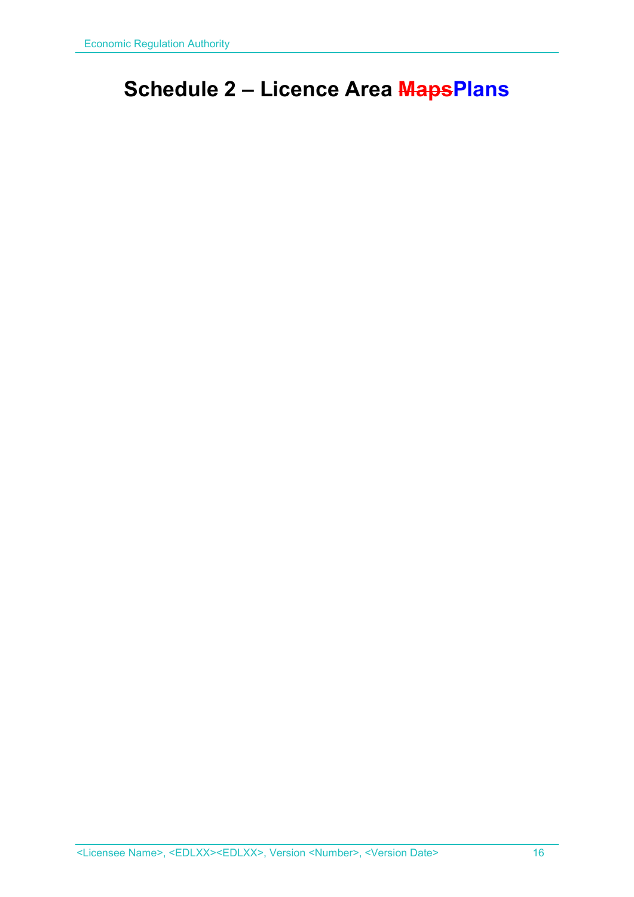# Schedule 2 – Licence Area ~~Maps~~Plans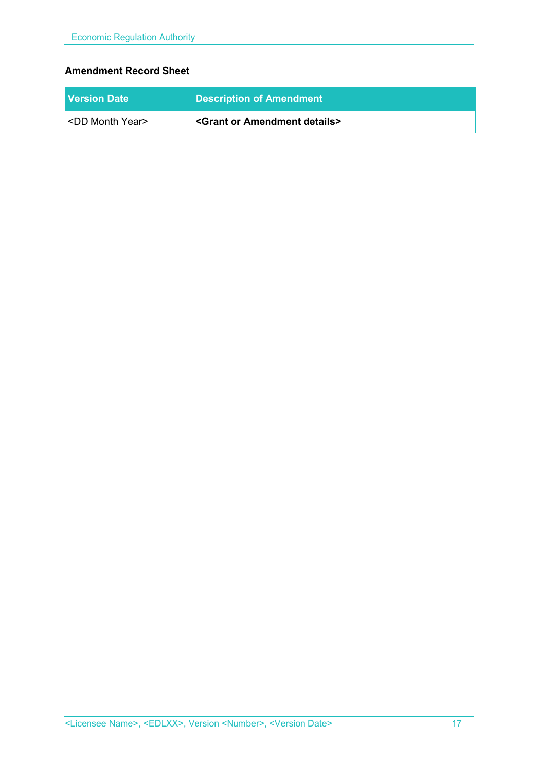**Amendment Record Sheet**

| Version Date | Description of Amendment |
| --- | --- |
| <DD Month Year> | **<Grant or Amendment details>** |